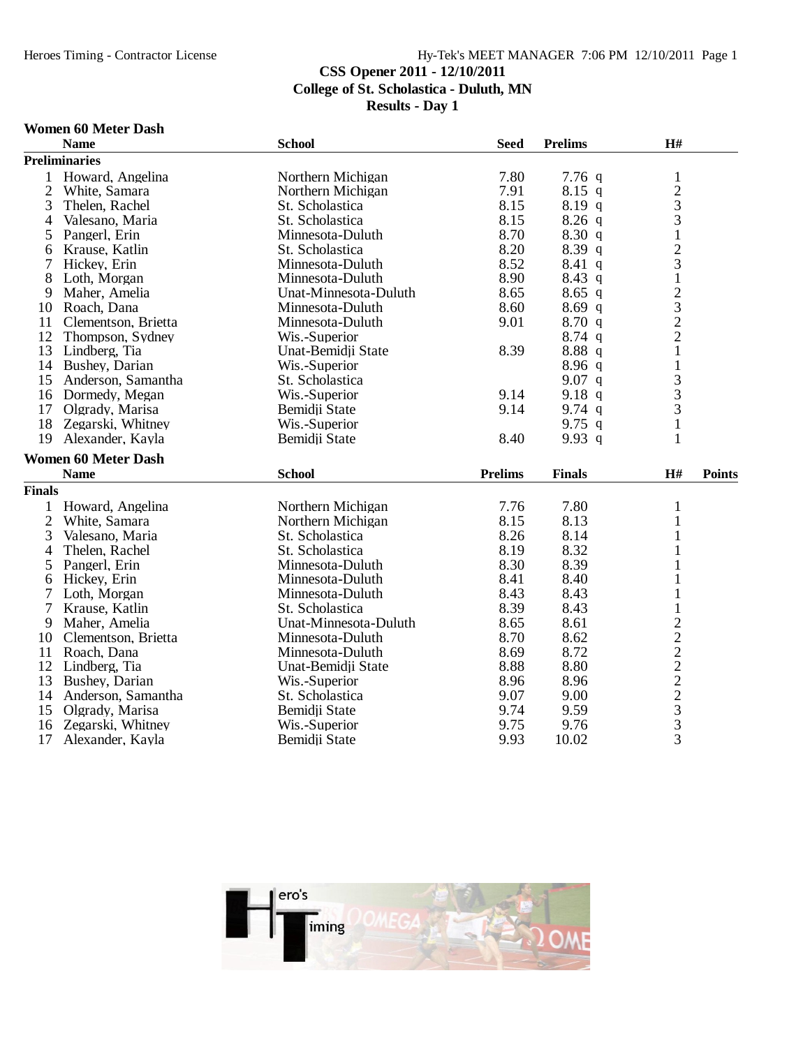# CSS Opener 2011 - 12/10/2011
## College of St. Scholastica - Duluth, MN
## Results - Day 1

### Women 60 Meter Dash

**Preliminaries**

| | Name | School | Seed | Prelims | | H# |
|---|---|---|---|---|---|---|
| 1 | Howard, Angelina | Northern Michigan | 7.80 | 7.76 | q | 1 |
| 2 | White, Samara | Northern Michigan | 7.91 | 8.15 | q | 2 |
| 3 | Thelen, Rachel | St. Scholastica | 8.15 | 8.19 | q | 3 |
| 4 | Valesano, Maria | St. Scholastica | 8.15 | 8.26 | q | 3 |
| 5 | Pangerl, Erin | Minnesota-Duluth | 8.70 | 8.30 | q | 1 |
| 6 | Krause, Katlin | St. Scholastica | 8.20 | 8.39 | q | 2 |
| 7 | Hickey, Erin | Minnesota-Duluth | 8.52 | 8.41 | q | 3 |
| 8 | Loth, Morgan | Minnesota-Duluth | 8.90 | 8.43 | q | 1 |
| 9 | Maher, Amelia | Unat-Minnesota-Duluth | 8.65 | 8.65 | q | 2 |
| 10 | Roach, Dana | Minnesota-Duluth | 8.60 | 8.69 | q | 3 |
| 11 | Clementson, Brietta | Minnesota-Duluth | 9.01 | 8.70 | q | 2 |
| 12 | Thompson, Sydney | Wis.-Superior | | 8.74 | q | 2 |
| 13 | Lindberg, Tia | Unat-Bemidji State | 8.39 | 8.88 | q | 1 |
| 14 | Bushey, Darian | Wis.-Superior | | 8.96 | q | 1 |
| 15 | Anderson, Samantha | St. Scholastica | | 9.07 | q | 3 |
| 16 | Dormedy, Megan | Wis.-Superior | 9.14 | 9.18 | q | 3 |
| 17 | Olgrady, Marisa | Bemidji State | 9.14 | 9.74 | q | 3 |
| 18 | Zegarski, Whitney | Wis.-Superior | | 9.75 | q | 1 |
| 19 | Alexander, Kayla | Bemidji State | 8.40 | 9.93 | q | 1 |

### Women 60 Meter Dash

**Finals**

| | Name | School | Prelims | Finals | H# | Points |
|---|---|---|---|---|---|---|
| 1 | Howard, Angelina | Northern Michigan | 7.76 | 7.80 | 1 | |
| 2 | White, Samara | Northern Michigan | 8.15 | 8.13 | 1 | |
| 3 | Valesano, Maria | St. Scholastica | 8.26 | 8.14 | 1 | |
| 4 | Thelen, Rachel | St. Scholastica | 8.19 | 8.32 | 1 | |
| 5 | Pangerl, Erin | Minnesota-Duluth | 8.30 | 8.39 | 1 | |
| 6 | Hickey, Erin | Minnesota-Duluth | 8.41 | 8.40 | 1 | |
| 7 | Loth, Morgan | Minnesota-Duluth | 8.43 | 8.43 | 1 | |
| 7 | Krause, Katlin | St. Scholastica | 8.39 | 8.43 | 1 | |
| 9 | Maher, Amelia | Unat-Minnesota-Duluth | 8.65 | 8.61 | 2 | |
| 10 | Clementson, Brietta | Minnesota-Duluth | 8.70 | 8.62 | 2 | |
| 11 | Roach, Dana | Minnesota-Duluth | 8.69 | 8.72 | 2 | |
| 12 | Lindberg, Tia | Unat-Bemidji State | 8.88 | 8.80 | 2 | |
| 13 | Bushey, Darian | Wis.-Superior | 8.96 | 8.96 | 2 | |
| 14 | Anderson, Samantha | St. Scholastica | 9.07 | 9.00 | 2 | |
| 15 | Olgrady, Marisa | Bemidji State | 9.74 | 9.59 | 3 | |
| 16 | Zegarski, Whitney | Wis.-Superior | 9.75 | 9.76 | 3 | |
| 17 | Alexander, Kayla | Bemidji State | 9.93 | 10.02 | 3 | |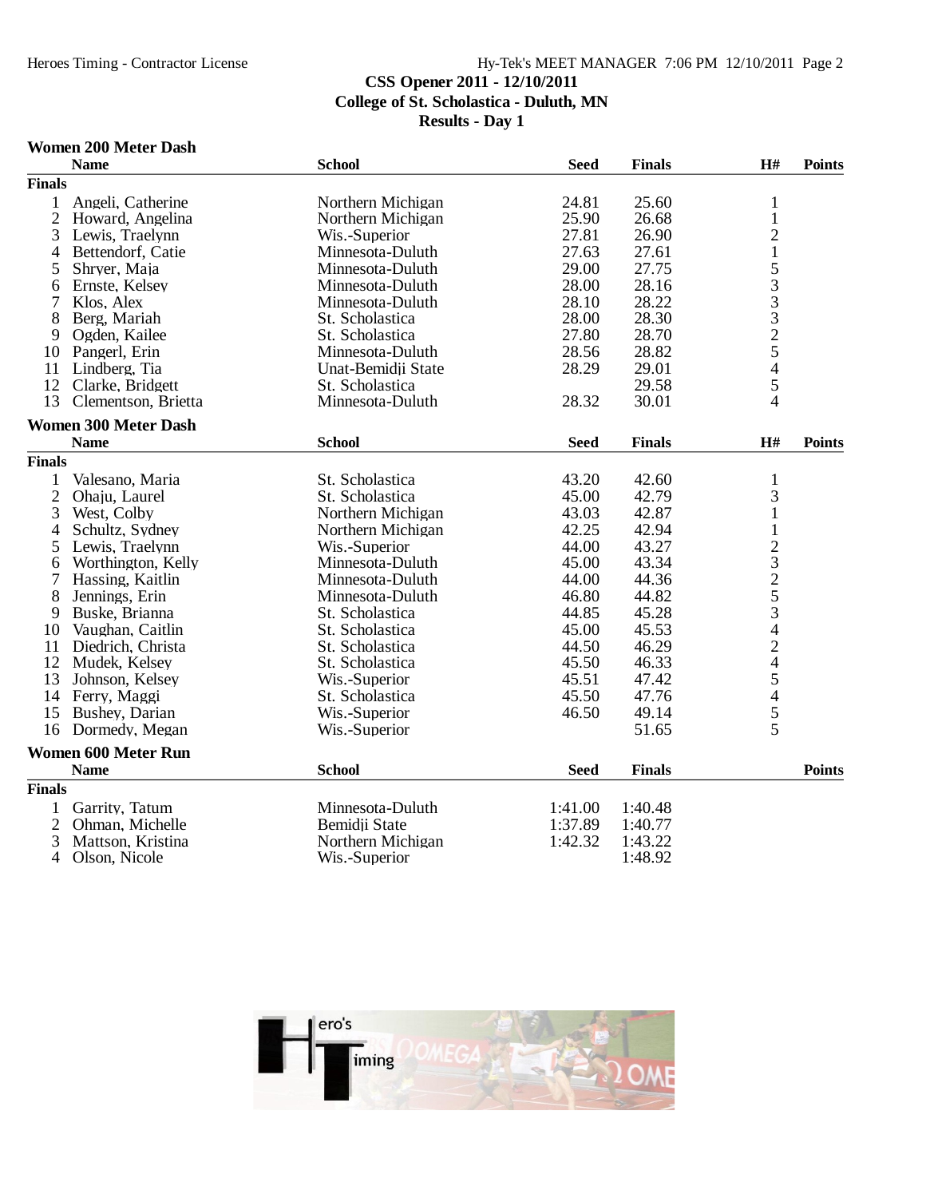CSS Opener 2011 - 12/10/2011
College of St. Scholastica - Duluth, MN
Results - Day 1

### Women 200 Meter Dash

| | Name | School | Seed | Finals | H# | Points |
|---|---|---|---|---|---|---|
| **Finals** | | | | | | |
| 1 | Angeli, Catherine | Northern Michigan | 24.81 | 25.60 | 1 | |
| 2 | Howard, Angelina | Northern Michigan | 25.90 | 26.68 | 1 | |
| 3 | Lewis, Traelynn | Wis.-Superior | 27.81 | 26.90 | 2 | |
| 4 | Bettendorf, Catie | Minnesota-Duluth | 27.63 | 27.61 | 1 | |
| 5 | Shryer, Maja | Minnesota-Duluth | 29.00 | 27.75 | 5 | |
| 6 | Ernste, Kelsey | Minnesota-Duluth | 28.00 | 28.16 | 3 | |
| 7 | Klos, Alex | Minnesota-Duluth | 28.10 | 28.22 | 3 | |
| 8 | Berg, Mariah | St. Scholastica | 28.00 | 28.30 | 3 | |
| 9 | Ogden, Kailee | St. Scholastica | 27.80 | 28.70 | 2 | |
| 10 | Pangerl, Erin | Minnesota-Duluth | 28.56 | 28.82 | 5 | |
| 11 | Lindberg, Tia | Unat-Bemidji State | 28.29 | 29.01 | 4 | |
| 12 | Clarke, Bridgett | St. Scholastica | | 29.58 | 5 | |
| 13 | Clementson, Brietta | Minnesota-Duluth | 28.32 | 30.01 | 4 | |

### Women 300 Meter Dash

| | Name | School | Seed | Finals | H# | Points |
|---|---|---|---|---|---|---|
| **Finals** | | | | | | |
| 1 | Valesano, Maria | St. Scholastica | 43.20 | 42.60 | 1 | |
| 2 | Ohaju, Laurel | St. Scholastica | 45.00 | 42.79 | 3 | |
| 3 | West, Colby | Northern Michigan | 43.03 | 42.87 | 1 | |
| 4 | Schultz, Sydney | Northern Michigan | 42.25 | 42.94 | 1 | |
| 5 | Lewis, Traelynn | Wis.-Superior | 44.00 | 43.27 | 2 | |
| 6 | Worthington, Kelly | Minnesota-Duluth | 45.00 | 43.34 | 3 | |
| 7 | Hassing, Kaitlin | Minnesota-Duluth | 44.00 | 44.36 | 2 | |
| 8 | Jennings, Erin | Minnesota-Duluth | 46.80 | 44.82 | 5 | |
| 9 | Buske, Brianna | St. Scholastica | 44.85 | 45.28 | 3 | |
| 10 | Vaughan, Caitlin | St. Scholastica | 45.00 | 45.53 | 4 | |
| 11 | Diedrich, Christa | St. Scholastica | 44.50 | 46.29 | 2 | |
| 12 | Mudek, Kelsey | St. Scholastica | 45.50 | 46.33 | 4 | |
| 13 | Johnson, Kelsey | Wis.-Superior | 45.51 | 47.42 | 5 | |
| 14 | Ferry, Maggi | St. Scholastica | 45.50 | 47.76 | 4 | |
| 15 | Bushey, Darian | Wis.-Superior | 46.50 | 49.14 | 5 | |
| 16 | Dormedy, Megan | Wis.-Superior | | 51.65 | 5 | |

### Women 600 Meter Run

| | Name | School | Seed | Finals | Points |
|---|---|---|---|---|---|
| **Finals** | | | | | |
| 1 | Garrity, Tatum | Minnesota-Duluth | 1:41.00 | 1:40.48 | |
| 2 | Ohman, Michelle | Bemidji State | 1:37.89 | 1:40.77 | |
| 3 | Mattson, Kristina | Northern Michigan | 1:42.32 | 1:43.22 | |
| 4 | Olson, Nicole | Wis.-Superior | | 1:48.92 | |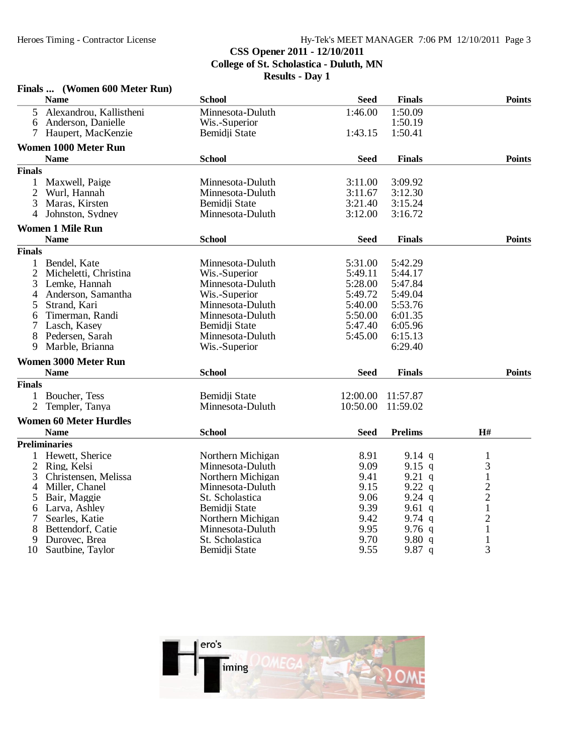# CSS Opener 2011 - 12/10/2011
## College of St. Scholastica - Duluth, MN
## Results - Day 1

### Finals ... (Women 600 Meter Run)

| | Name | School | Seed | Finals | Points |
|---|---|---|---|---|---|
| 5 | Alexandrou, Kallistheni | Minnesota-Duluth | 1:46.00 | 1:50.09 | |
| 6 | Anderson, Danielle | Wis.-Superior | | 1:50.19 | |
| 7 | Haupert, MacKenzie | Bemidji State | 1:43.15 | 1:50.41 | |

### Women 1000 Meter Run

| | Name | School | Seed | Finals | Points |
|---|---|---|---|---|---|
| **Finals** | | | | | |
| 1 | Maxwell, Paige | Minnesota-Duluth | 3:11.00 | 3:09.92 | |
| 2 | Wurl, Hannah | Minnesota-Duluth | 3:11.67 | 3:12.30 | |
| 3 | Maras, Kirsten | Bemidji State | 3:21.40 | 3:15.24 | |
| 4 | Johnston, Sydney | Minnesota-Duluth | 3:12.00 | 3:16.72 | |

### Women 1 Mile Run

| | Name | School | Seed | Finals | Points |
|---|---|---|---|---|---|
| **Finals** | | | | | |
| 1 | Bendel, Kate | Minnesota-Duluth | 5:31.00 | 5:42.29 | |
| 2 | Micheletti, Christina | Wis.-Superior | 5:49.11 | 5:44.17 | |
| 3 | Lemke, Hannah | Minnesota-Duluth | 5:28.00 | 5:47.84 | |
| 4 | Anderson, Samantha | Wis.-Superior | 5:49.72 | 5:49.04 | |
| 5 | Strand, Kari | Minnesota-Duluth | 5:40.00 | 5:53.76 | |
| 6 | Timerman, Randi | Minnesota-Duluth | 5:50.00 | 6:01.35 | |
| 7 | Lasch, Kasey | Bemidji State | 5:47.40 | 6:05.96 | |
| 8 | Pedersen, Sarah | Minnesota-Duluth | 5:45.00 | 6:15.13 | |
| 9 | Marble, Brianna | Wis.-Superior | | 6:29.40 | |

### Women 3000 Meter Run

| | Name | School | Seed | Finals | Points |
|---|---|---|---|---|---|
| **Finals** | | | | | |
| 1 | Boucher, Tess | Bemidji State | 12:00.00 | 11:57.87 | |
| 2 | Templer, Tanya | Minnesota-Duluth | 10:50.00 | 11:59.02 | |

### Women 60 Meter Hurdles

| | Name | School | Seed | Prelims | H# |
|---|---|---|---|---|---|
| **Preliminaries** | | | | | |
| 1 | Hewett, Sherice | Northern Michigan | 8.91 | 9.14 q | 1 |
| 2 | Ring, Kelsi | Minnesota-Duluth | 9.09 | 9.15 q | 3 |
| 3 | Christensen, Melissa | Northern Michigan | 9.41 | 9.21 q | 1 |
| 4 | Miller, Chanel | Minnesota-Duluth | 9.15 | 9.22 q | 2 |
| 5 | Bair, Maggie | St. Scholastica | 9.06 | 9.24 q | 2 |
| 6 | Larva, Ashley | Bemidji State | 9.39 | 9.61 q | 1 |
| 7 | Searles, Katie | Northern Michigan | 9.42 | 9.74 q | 2 |
| 8 | Bettendorf, Catie | Minnesota-Duluth | 9.95 | 9.76 q | 1 |
| 9 | Durovec, Brea | St. Scholastica | 9.70 | 9.80 q | 1 |
| 10 | Sautbine, Taylor | Bemidji State | 9.55 | 9.87 q | 3 |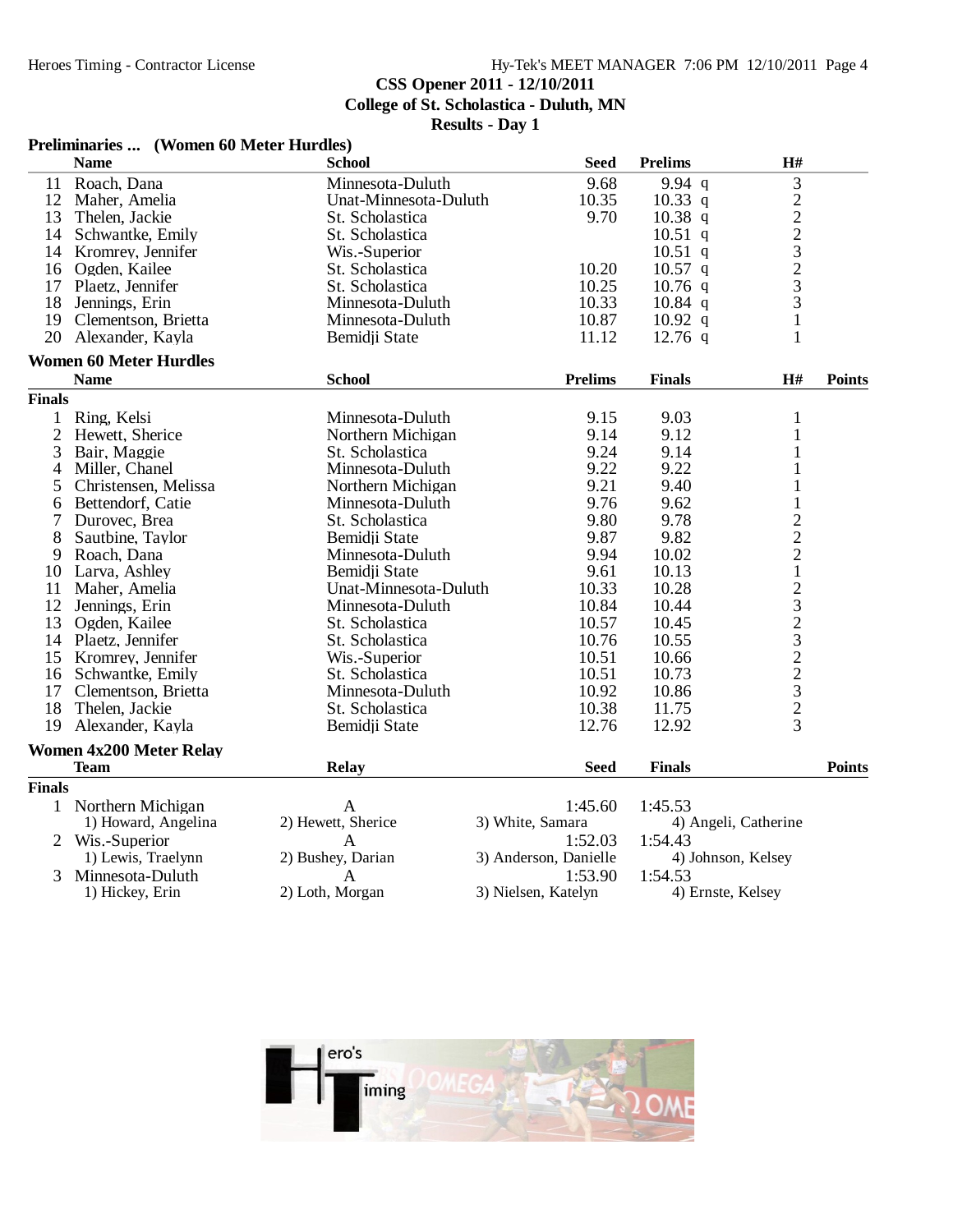CSS Opener 2011 - 12/10/2011
College of St. Scholastica - Duluth, MN
Results - Day 1

## Preliminaries ... (Women 60 Meter Hurdles)

| | Name | School | Seed | Prelims | H# |
|---|---|---|---|---|---|
| 11 | Roach, Dana | Minnesota-Duluth | 9.68 | 9.94 q | 3 |
| 12 | Maher, Amelia | Unat-Minnesota-Duluth | 10.35 | 10.33 q | 2 |
| 13 | Thelen, Jackie | St. Scholastica | 9.70 | 10.38 q | 2 |
| 14 | Schwantke, Emily | St. Scholastica | | 10.51 q | 2 |
| 14 | Kromrey, Jennifer | Wis.-Superior | | 10.51 q | 3 |
| 16 | Ogden, Kailee | St. Scholastica | 10.20 | 10.57 q | 2 |
| 17 | Plaetz, Jennifer | St. Scholastica | 10.25 | 10.76 q | 3 |
| 18 | Jennings, Erin | Minnesota-Duluth | 10.33 | 10.84 q | 3 |
| 19 | Clementson, Brietta | Minnesota-Duluth | 10.87 | 10.92 q | 1 |
| 20 | Alexander, Kayla | Bemidji State | 11.12 | 12.76 q | 1 |

## Women 60 Meter Hurdles

**Finals**

| | Name | School | Prelims | Finals | H# | Points |
|---|---|---|---|---|---|---|
| 1 | Ring, Kelsi | Minnesota-Duluth | 9.15 | 9.03 | 1 | |
| 2 | Hewett, Sherice | Northern Michigan | 9.14 | 9.12 | 1 | |
| 3 | Bair, Maggie | St. Scholastica | 9.24 | 9.14 | 1 | |
| 4 | Miller, Chanel | Minnesota-Duluth | 9.22 | 9.22 | 1 | |
| 5 | Christensen, Melissa | Northern Michigan | 9.21 | 9.40 | 1 | |
| 6 | Bettendorf, Catie | Minnesota-Duluth | 9.76 | 9.62 | 1 | |
| 7 | Durovec, Brea | St. Scholastica | 9.80 | 9.78 | 2 | |
| 8 | Sautbine, Taylor | Bemidji State | 9.87 | 9.82 | 2 | |
| 9 | Roach, Dana | Minnesota-Duluth | 9.94 | 10.02 | 2 | |
| 10 | Larva, Ashley | Bemidji State | 9.61 | 10.13 | 1 | |
| 11 | Maher, Amelia | Unat-Minnesota-Duluth | 10.33 | 10.28 | 2 | |
| 12 | Jennings, Erin | Minnesota-Duluth | 10.84 | 10.44 | 3 | |
| 13 | Ogden, Kailee | St. Scholastica | 10.57 | 10.45 | 2 | |
| 14 | Plaetz, Jennifer | St. Scholastica | 10.76 | 10.55 | 3 | |
| 15 | Kromrey, Jennifer | Wis.-Superior | 10.51 | 10.66 | 2 | |
| 16 | Schwantke, Emily | St. Scholastica | 10.51 | 10.73 | 2 | |
| 17 | Clementson, Brietta | Minnesota-Duluth | 10.92 | 10.86 | 3 | |
| 18 | Thelen, Jackie | St. Scholastica | 10.38 | 11.75 | 2 | |
| 19 | Alexander, Kayla | Bemidji State | 12.76 | 12.92 | 3 | |

## Women 4x200 Meter Relay

**Finals**

| | Team | Relay | Seed | Finals | Points |
|---|---|---|---|---|---|
| 1 | Northern Michigan | A | 1:45.60 | 1:45.53 | |
| | 1) Howard, Angelina | 2) Hewett, Sherice | 3) White, Samara | 4) Angeli, Catherine | |
| 2 | Wis.-Superior | A | 1:52.03 | 1:54.43 | |
| | 1) Lewis, Traelynn | 2) Bushey, Darian | 3) Anderson, Danielle | 4) Johnson, Kelsey | |
| 3 | Minnesota-Duluth | A | 1:53.90 | 1:54.53 | |
| | 1) Hickey, Erin | 2) Loth, Morgan | 3) Nielsen, Katelyn | 4) Ernste, Kelsey | |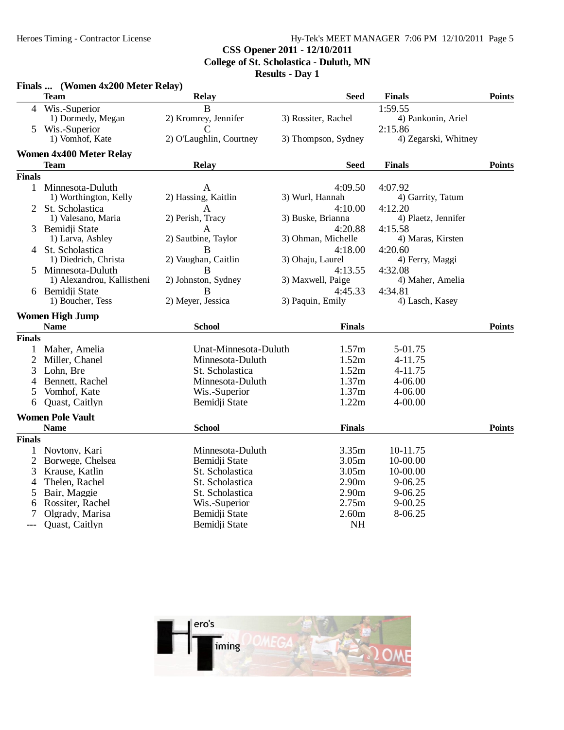### Finals ... (Women 4x200 Meter Relay)

| | Team | Relay | Seed | Finals | Points |
|---|---|---|---|---|---|
| 4 | Wis.-Superior | B | | 1:59.55 | |
| | 1) Dormedy, Megan | 2) Kromrey, Jennifer | 3) Rossiter, Rachel | 4) Pankonin, Ariel | |
| 5 | Wis.-Superior | C | | 2:15.86 | |
| | 1) Vomhof, Kate | 2) O'Laughlin, Courtney | 3) Thompson, Sydney | 4) Zegarski, Whitney | |

### Women 4x400 Meter Relay

| | Team | Relay | Seed | Finals | Points |
|---|---|---|---|---|---|
| **Finals** | | | | | |
| 1 | Minnesota-Duluth | A | 4:09.50 | 4:07.92 | |
| | 1) Worthington, Kelly | 2) Hassing, Kaitlin | 3) Wurl, Hannah | 4) Garrity, Tatum | |
| 2 | St. Scholastica | A | 4:10.00 | 4:12.20 | |
| | 1) Valesano, Maria | 2) Perish, Tracy | 3) Buske, Brianna | 4) Plaetz, Jennifer | |
| 3 | Bemidji State | A | 4:20.88 | 4:15.58 | |
| | 1) Larva, Ashley | 2) Sautbine, Taylor | 3) Ohman, Michelle | 4) Maras, Kirsten | |
| 4 | St. Scholastica | B | 4:18.00 | 4:20.60 | |
| | 1) Diedrich, Christa | 2) Vaughan, Caitlin | 3) Ohaju, Laurel | 4) Ferry, Maggi | |
| 5 | Minnesota-Duluth | B | 4:13.55 | 4:32.08 | |
| | 1) Alexandrou, Kallistheni | 2) Johnston, Sydney | 3) Maxwell, Paige | 4) Maher, Amelia | |
| 6 | Bemidji State | B | 4:45.33 | 4:34.81 | |
| | 1) Boucher, Tess | 2) Meyer, Jessica | 3) Paquin, Emily | 4) Lasch, Kasey | |

### Women High Jump

| | Name | School | Finals | | Points |
|---|---|---|---|---|---|
| **Finals** | | | | | |
| 1 | Maher, Amelia | Unat-Minnesota-Duluth | 1.57m | 5-01.75 | |
| 2 | Miller, Chanel | Minnesota-Duluth | 1.52m | 4-11.75 | |
| 3 | Lohn, Bre | St. Scholastica | 1.52m | 4-11.75 | |
| 4 | Bennett, Rachel | Minnesota-Duluth | 1.37m | 4-06.00 | |
| 5 | Vomhof, Kate | Wis.-Superior | 1.37m | 4-06.00 | |
| 6 | Quast, Caitlyn | Bemidji State | 1.22m | 4-00.00 | |

### Women Pole Vault

| | Name | School | Finals | | Points |
|---|---|---|---|---|---|
| **Finals** | | | | | |
| 1 | Novtony, Kari | Minnesota-Duluth | 3.35m | 10-11.75 | |
| 2 | Borwege, Chelsea | Bemidji State | 3.05m | 10-00.00 | |
| 3 | Krause, Katlin | St. Scholastica | 3.05m | 10-00.00 | |
| 4 | Thelen, Rachel | St. Scholastica | 2.90m | 9-06.25 | |
| 5 | Bair, Maggie | St. Scholastica | 2.90m | 9-06.25 | |
| 6 | Rossiter, Rachel | Wis.-Superior | 2.75m | 9-00.25 | |
| 7 | Olgrady, Marisa | Bemidji State | 2.60m | 8-06.25 | |
| --- | Quast, Caitlyn | Bemidji State | NH | | |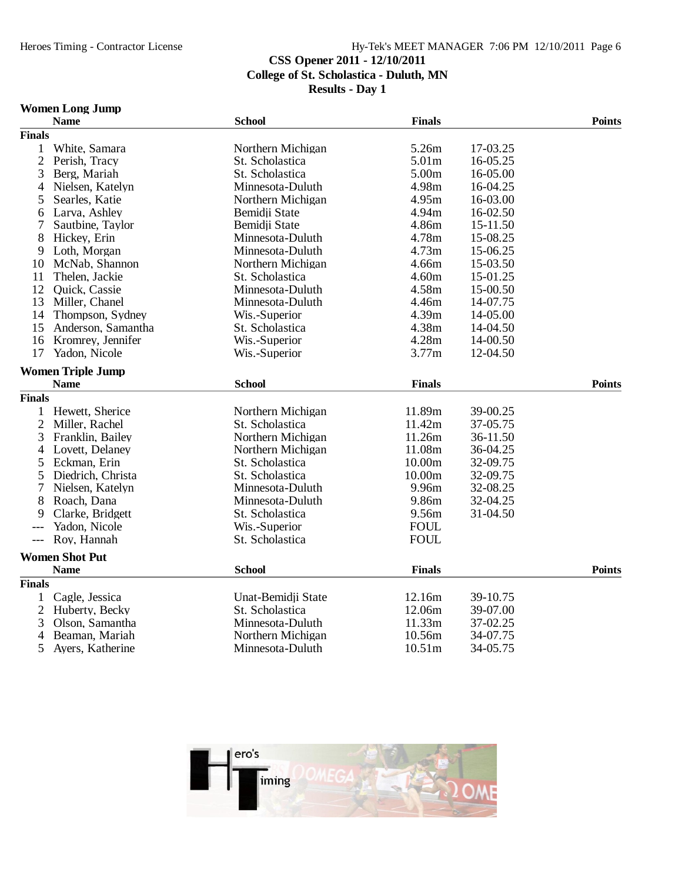# CSS Opener 2011 - 12/10/2011
## College of St. Scholastica - Duluth, MN
## Results - Day 1

### Women Long Jump

| | Name | School | Finals | | Points |
|---|---|---|---|---|---|
| **Finals** | | | | | |
| 1 | White, Samara | Northern Michigan | 5.26m | 17-03.25 | |
| 2 | Perish, Tracy | St. Scholastica | 5.01m | 16-05.25 | |
| 3 | Berg, Mariah | St. Scholastica | 5.00m | 16-05.00 | |
| 4 | Nielsen, Katelyn | Minnesota-Duluth | 4.98m | 16-04.25 | |
| 5 | Searles, Katie | Northern Michigan | 4.95m | 16-03.00 | |
| 6 | Larva, Ashley | Bemidji State | 4.94m | 16-02.50 | |
| 7 | Sautbine, Taylor | Bemidji State | 4.86m | 15-11.50 | |
| 8 | Hickey, Erin | Minnesota-Duluth | 4.78m | 15-08.25 | |
| 9 | Loth, Morgan | Minnesota-Duluth | 4.73m | 15-06.25 | |
| 10 | McNab, Shannon | Northern Michigan | 4.66m | 15-03.50 | |
| 11 | Thelen, Jackie | St. Scholastica | 4.60m | 15-01.25 | |
| 12 | Quick, Cassie | Minnesota-Duluth | 4.58m | 15-00.50 | |
| 13 | Miller, Chanel | Minnesota-Duluth | 4.46m | 14-07.75 | |
| 14 | Thompson, Sydney | Wis.-Superior | 4.39m | 14-05.00 | |
| 15 | Anderson, Samantha | St. Scholastica | 4.38m | 14-04.50 | |
| 16 | Kromrey, Jennifer | Wis.-Superior | 4.28m | 14-00.50 | |
| 17 | Yadon, Nicole | Wis.-Superior | 3.77m | 12-04.50 | |

### Women Triple Jump

| | Name | School | Finals | | Points |
|---|---|---|---|---|---|
| **Finals** | | | | | |
| 1 | Hewett, Sherice | Northern Michigan | 11.89m | 39-00.25 | |
| 2 | Miller, Rachel | St. Scholastica | 11.42m | 37-05.75 | |
| 3 | Franklin, Bailey | Northern Michigan | 11.26m | 36-11.50 | |
| 4 | Lovett, Delaney | Northern Michigan | 11.08m | 36-04.25 | |
| 5 | Eckman, Erin | St. Scholastica | 10.00m | 32-09.75 | |
| 5 | Diedrich, Christa | St. Scholastica | 10.00m | 32-09.75 | |
| 7 | Nielsen, Katelyn | Minnesota-Duluth | 9.96m | 32-08.25 | |
| 8 | Roach, Dana | Minnesota-Duluth | 9.86m | 32-04.25 | |
| 9 | Clarke, Bridgett | St. Scholastica | 9.56m | 31-04.50 | |
| --- | Yadon, Nicole | Wis.-Superior | FOUL | | |
| --- | Roy, Hannah | St. Scholastica | FOUL | | |

### Women Shot Put

| | Name | School | Finals | | Points |
|---|---|---|---|---|---|
| **Finals** | | | | | |
| 1 | Cagle, Jessica | Unat-Bemidji State | 12.16m | 39-10.75 | |
| 2 | Huberty, Becky | St. Scholastica | 12.06m | 39-07.00 | |
| 3 | Olson, Samantha | Minnesota-Duluth | 11.33m | 37-02.25 | |
| 4 | Beaman, Mariah | Northern Michigan | 10.56m | 34-07.75 | |
| 5 | Ayers, Katherine | Minnesota-Duluth | 10.51m | 34-05.75 | |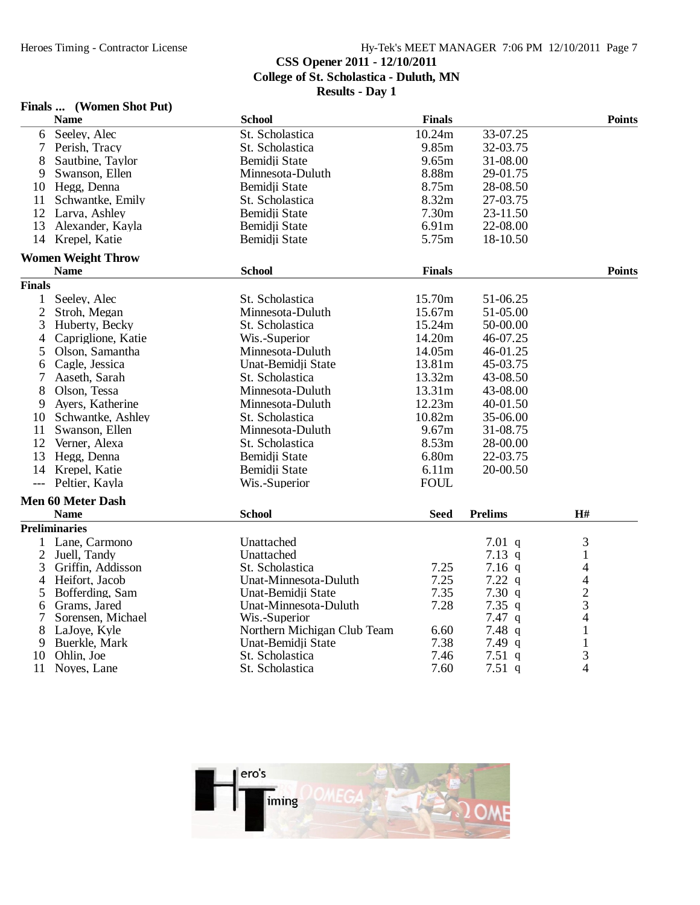## CSS Opener 2011 - 12/10/2011
## College of St. Scholastica - Duluth, MN
## Results - Day 1

### Finals ... (Women Shot Put)

| | Name | School | Finals | | Points |
|---|---|---|---|---|---|
| 6 | Seeley, Alec | St. Scholastica | 10.24m | 33-07.25 | |
| 7 | Perish, Tracy | St. Scholastica | 9.85m | 32-03.75 | |
| 8 | Sautbine, Taylor | Bemidji State | 9.65m | 31-08.00 | |
| 9 | Swanson, Ellen | Minnesota-Duluth | 8.88m | 29-01.75 | |
| 10 | Hegg, Denna | Bemidji State | 8.75m | 28-08.50 | |
| 11 | Schwantke, Emily | St. Scholastica | 8.32m | 27-03.75 | |
| 12 | Larva, Ashley | Bemidji State | 7.30m | 23-11.50 | |
| 13 | Alexander, Kayla | Bemidji State | 6.91m | 22-08.00 | |
| 14 | Krepel, Katie | Bemidji State | 5.75m | 18-10.50 | |

### Women Weight Throw

**Finals**

| | Name | School | Finals | | Points |
|---|---|---|---|---|---|
| 1 | Seeley, Alec | St. Scholastica | 15.70m | 51-06.25 | |
| 2 | Stroh, Megan | Minnesota-Duluth | 15.67m | 51-05.00 | |
| 3 | Huberty, Becky | St. Scholastica | 15.24m | 50-00.00 | |
| 4 | Capriglione, Katie | Wis.-Superior | 14.20m | 46-07.25 | |
| 5 | Olson, Samantha | Minnesota-Duluth | 14.05m | 46-01.25 | |
| 6 | Cagle, Jessica | Unat-Bemidji State | 13.81m | 45-03.75 | |
| 7 | Aaseth, Sarah | St. Scholastica | 13.32m | 43-08.50 | |
| 8 | Olson, Tessa | Minnesota-Duluth | 13.31m | 43-08.00 | |
| 9 | Ayers, Katherine | Minnesota-Duluth | 12.23m | 40-01.50 | |
| 10 | Schwantke, Ashley | St. Scholastica | 10.82m | 35-06.00 | |
| 11 | Swanson, Ellen | Minnesota-Duluth | 9.67m | 31-08.75 | |
| 12 | Verner, Alexa | St. Scholastica | 8.53m | 28-00.00 | |
| 13 | Hegg, Denna | Bemidji State | 6.80m | 22-03.75 | |
| 14 | Krepel, Katie | Bemidji State | 6.11m | 20-00.50 | |
| --- | Peltier, Kayla | Wis.-Superior | FOUL | | |

### Men 60 Meter Dash

**Preliminaries**

| | Name | School | Seed | Prelims | H# |
|---|---|---|---|---|---|
| 1 | Lane, Carmono | Unattached | | 7.01 q | 3 |
| 2 | Juell, Tandy | Unattached | | 7.13 q | 1 |
| 3 | Griffin, Addisson | St. Scholastica | 7.25 | 7.16 q | 4 |
| 4 | Heifort, Jacob | Unat-Minnesota-Duluth | 7.25 | 7.22 q | 4 |
| 5 | Bofferding, Sam | Unat-Bemidji State | 7.35 | 7.30 q | 2 |
| 6 | Grams, Jared | Unat-Minnesota-Duluth | 7.28 | 7.35 q | 3 |
| 7 | Sorensen, Michael | Wis.-Superior | | 7.47 q | 4 |
| 8 | LaJoye, Kyle | Northern Michigan Club Team | 6.60 | 7.48 q | 1 |
| 9 | Buerkle, Mark | Unat-Bemidji State | 7.38 | 7.49 q | 1 |
| 10 | Ohlin, Joe | St. Scholastica | 7.46 | 7.51 q | 3 |
| 11 | Noyes, Lane | St. Scholastica | 7.60 | 7.51 q | 4 |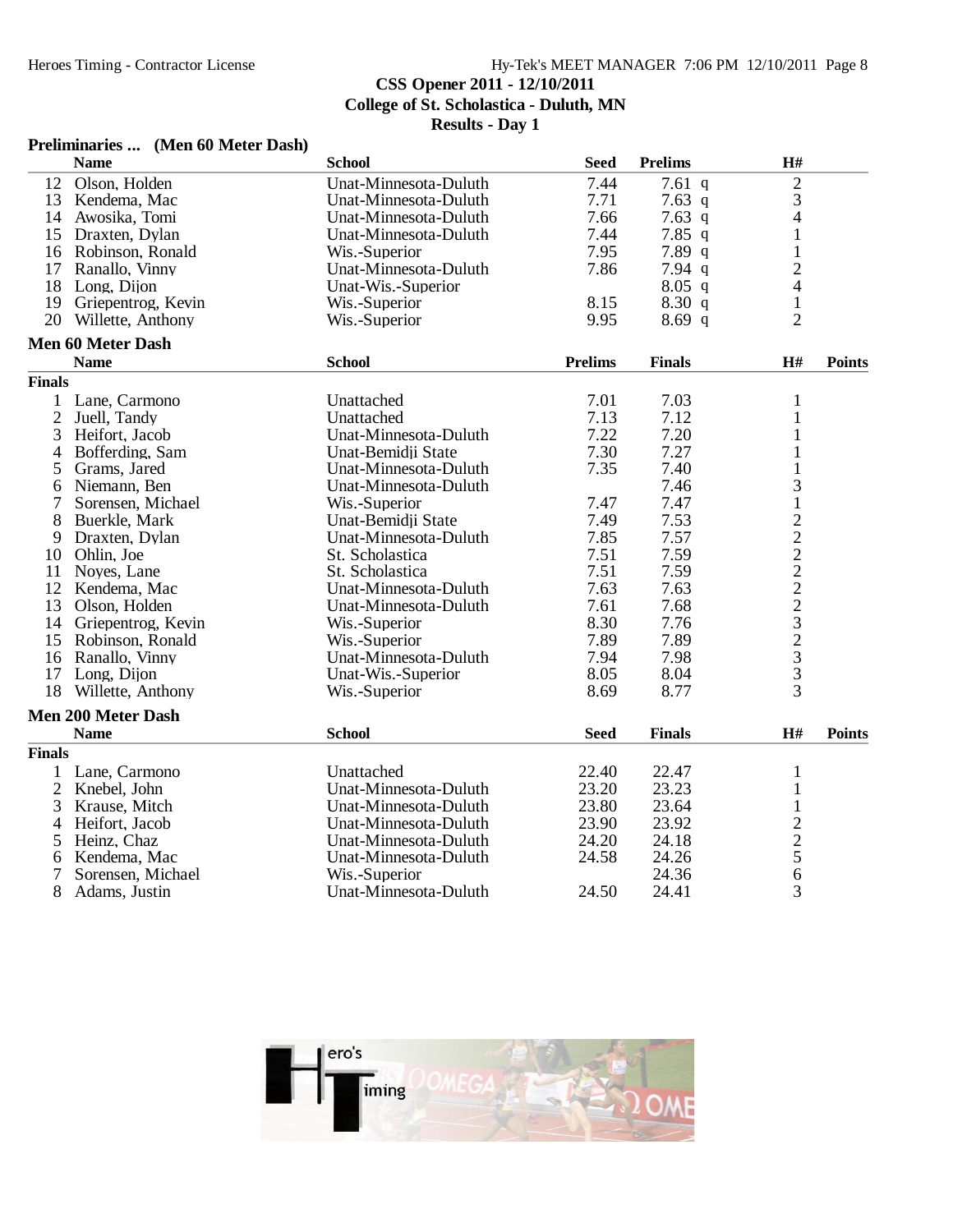**CSS Opener 2011 - 12/10/2011**
**College of St. Scholastica - Duluth, MN**
**Results - Day 1**

### Preliminaries ... (Men 60 Meter Dash)

| | Name | School | Seed | Prelims | | H# |
|---|---|---|---|---|---|---|
| 12 | Olson, Holden | Unat-Minnesota-Duluth | 7.44 | 7.61 | q | 2 |
| 13 | Kendema, Mac | Unat-Minnesota-Duluth | 7.71 | 7.63 | q | 3 |
| 14 | Awosika, Tomi | Unat-Minnesota-Duluth | 7.66 | 7.63 | q | 4 |
| 15 | Draxten, Dylan | Unat-Minnesota-Duluth | 7.44 | 7.85 | q | 1 |
| 16 | Robinson, Ronald | Wis.-Superior | 7.95 | 7.89 | q | 1 |
| 17 | Ranallo, Vinny | Unat-Minnesota-Duluth | 7.86 | 7.94 | q | 2 |
| 18 | Long, Dijon | Unat-Wis.-Superior | | 8.05 | q | 4 |
| 19 | Griepentrog, Kevin | Wis.-Superior | 8.15 | 8.30 | q | 1 |
| 20 | Willette, Anthony | Wis.-Superior | 9.95 | 8.69 | q | 2 |

### Men 60 Meter Dash

**Finals**

| | Name | School | Prelims | Finals | H# | Points |
|---|---|---|---|---|---|---|
| 1 | Lane, Carmono | Unattached | 7.01 | 7.03 | 1 | |
| 2 | Juell, Tandy | Unattached | 7.13 | 7.12 | 1 | |
| 3 | Heifort, Jacob | Unat-Minnesota-Duluth | 7.22 | 7.20 | 1 | |
| 4 | Bofferding, Sam | Unat-Bemidji State | 7.30 | 7.27 | 1 | |
| 5 | Grams, Jared | Unat-Minnesota-Duluth | 7.35 | 7.40 | 1 | |
| 6 | Niemann, Ben | Unat-Minnesota-Duluth | | 7.46 | 3 | |
| 7 | Sorensen, Michael | Wis.-Superior | 7.47 | 7.47 | 1 | |
| 8 | Buerkle, Mark | Unat-Bemidji State | 7.49 | 7.53 | 2 | |
| 9 | Draxten, Dylan | Unat-Minnesota-Duluth | 7.85 | 7.57 | 2 | |
| 10 | Ohlin, Joe | St. Scholastica | 7.51 | 7.59 | 2 | |
| 11 | Noyes, Lane | St. Scholastica | 7.51 | 7.59 | 2 | |
| 12 | Kendema, Mac | Unat-Minnesota-Duluth | 7.63 | 7.63 | 2 | |
| 13 | Olson, Holden | Unat-Minnesota-Duluth | 7.61 | 7.68 | 2 | |
| 14 | Griepentrog, Kevin | Wis.-Superior | 8.30 | 7.76 | 3 | |
| 15 | Robinson, Ronald | Wis.-Superior | 7.89 | 7.89 | 2 | |
| 16 | Ranallo, Vinny | Unat-Minnesota-Duluth | 7.94 | 7.98 | 3 | |
| 17 | Long, Dijon | Unat-Wis.-Superior | 8.05 | 8.04 | 3 | |
| 18 | Willette, Anthony | Wis.-Superior | 8.69 | 8.77 | 3 | |

### Men 200 Meter Dash

**Finals**

| | Name | School | Seed | Finals | H# | Points |
|---|---|---|---|---|---|---|
| 1 | Lane, Carmono | Unattached | 22.40 | 22.47 | 1 | |
| 2 | Knebel, John | Unat-Minnesota-Duluth | 23.20 | 23.23 | 1 | |
| 3 | Krause, Mitch | Unat-Minnesota-Duluth | 23.80 | 23.64 | 1 | |
| 4 | Heifort, Jacob | Unat-Minnesota-Duluth | 23.90 | 23.92 | 2 | |
| 5 | Heinz, Chaz | Unat-Minnesota-Duluth | 24.20 | 24.18 | 2 | |
| 6 | Kendema, Mac | Unat-Minnesota-Duluth | 24.58 | 24.26 | 5 | |
| 7 | Sorensen, Michael | Wis.-Superior | | 24.36 | 6 | |
| 8 | Adams, Justin | Unat-Minnesota-Duluth | 24.50 | 24.41 | 3 | |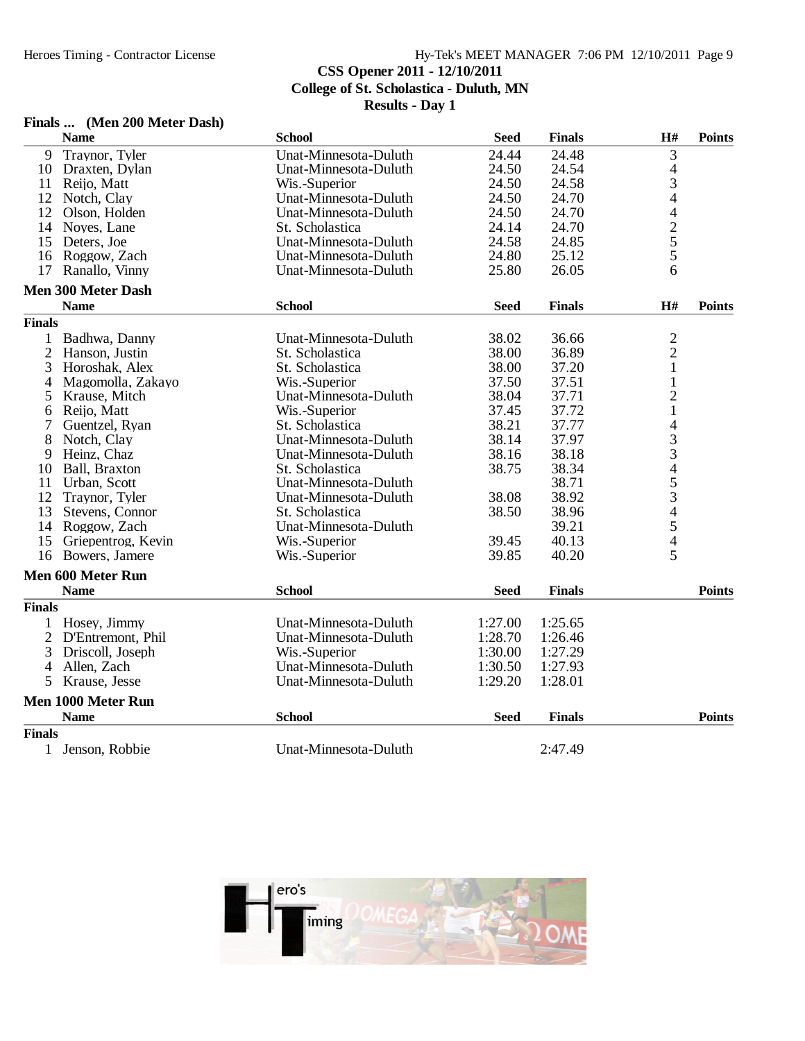# CSS Opener 2011 - 12/10/2011
## College of St. Scholastica - Duluth, MN
## Results - Day 1

### Finals ... (Men 200 Meter Dash)

| | Name | School | Seed | Finals | H# | Points |
|---|---|---|---|---|---|---|
| 9 | Traynor, Tyler | Unat-Minnesota-Duluth | 24.44 | 24.48 | 3 | |
| 10 | Draxten, Dylan | Unat-Minnesota-Duluth | 24.50 | 24.54 | 4 | |
| 11 | Reijo, Matt | Wis.-Superior | 24.50 | 24.58 | 3 | |
| 12 | Notch, Clay | Unat-Minnesota-Duluth | 24.50 | 24.70 | 4 | |
| 12 | Olson, Holden | Unat-Minnesota-Duluth | 24.50 | 24.70 | 4 | |
| 14 | Noyes, Lane | St. Scholastica | 24.14 | 24.70 | 2 | |
| 15 | Deters, Joe | Unat-Minnesota-Duluth | 24.58 | 24.85 | 5 | |
| 16 | Roggow, Zach | Unat-Minnesota-Duluth | 24.80 | 25.12 | 5 | |
| 17 | Ranallo, Vinny | Unat-Minnesota-Duluth | 25.80 | 26.05 | 6 | |

### Men 300 Meter Dash

**Finals**

| | Name | School | Seed | Finals | H# | Points |
|---|---|---|---|---|---|---|
| 1 | Badhwa, Danny | Unat-Minnesota-Duluth | 38.02 | 36.66 | 2 | |
| 2 | Hanson, Justin | St. Scholastica | 38.00 | 36.89 | 2 | |
| 3 | Horoshak, Alex | St. Scholastica | 38.00 | 37.20 | 1 | |
| 4 | Magomolla, Zakayo | Wis.-Superior | 37.50 | 37.51 | 1 | |
| 5 | Krause, Mitch | Unat-Minnesota-Duluth | 38.04 | 37.71 | 2 | |
| 6 | Reijo, Matt | Wis.-Superior | 37.45 | 37.72 | 1 | |
| 7 | Guentzel, Ryan | St. Scholastica | 38.21 | 37.77 | 4 | |
| 8 | Notch, Clay | Unat-Minnesota-Duluth | 38.14 | 37.97 | 3 | |
| 9 | Heinz, Chaz | Unat-Minnesota-Duluth | 38.16 | 38.18 | 3 | |
| 10 | Ball, Braxton | St. Scholastica | 38.75 | 38.34 | 4 | |
| 11 | Urban, Scott | Unat-Minnesota-Duluth | | 38.71 | 5 | |
| 12 | Traynor, Tyler | Unat-Minnesota-Duluth | 38.08 | 38.92 | 3 | |
| 13 | Stevens, Connor | St. Scholastica | 38.50 | 38.96 | 4 | |
| 14 | Roggow, Zach | Unat-Minnesota-Duluth | | 39.21 | 5 | |
| 15 | Griepentrog, Kevin | Wis.-Superior | 39.45 | 40.13 | 4 | |
| 16 | Bowers, Jamere | Wis.-Superior | 39.85 | 40.20 | 5 | |

### Men 600 Meter Run

**Finals**

| | Name | School | Seed | Finals | Points |
|---|---|---|---|---|---|
| 1 | Hosey, Jimmy | Unat-Minnesota-Duluth | 1:27.00 | 1:25.65 | |
| 2 | D'Entremont, Phil | Unat-Minnesota-Duluth | 1:28.70 | 1:26.46 | |
| 3 | Driscoll, Joseph | Wis.-Superior | 1:30.00 | 1:27.29 | |
| 4 | Allen, Zach | Unat-Minnesota-Duluth | 1:30.50 | 1:27.93 | |
| 5 | Krause, Jesse | Unat-Minnesota-Duluth | 1:29.20 | 1:28.01 | |

### Men 1000 Meter Run

**Finals**

| | Name | School | Seed | Finals | Points |
|---|---|---|---|---|---|
| 1 | Jenson, Robbie | Unat-Minnesota-Duluth | | 2:47.49 | |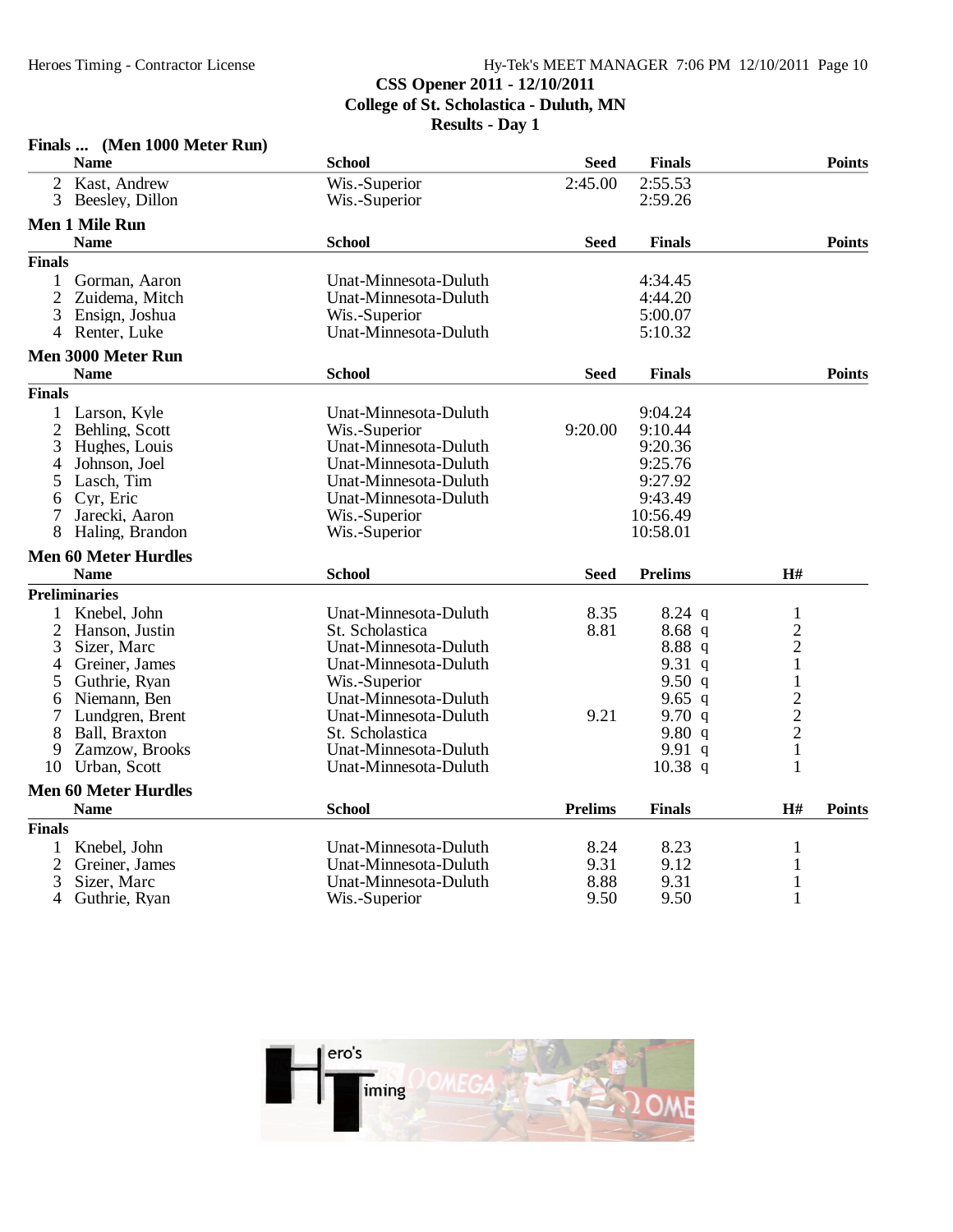# CSS Opener 2011 - 12/10/2011
## College of St. Scholastica - Duluth, MN
## Results - Day 1

### Finals ... (Men 1000 Meter Run)

| | Name | School | Seed | Finals | Points |
|---|---|---|---|---|---|
| 2 | Kast, Andrew | Wis.-Superior | 2:45.00 | 2:55.53 | |
| 3 | Beesley, Dillon | Wis.-Superior | | 2:59.26 | |

### Men 1 Mile Run

| | Name | School | Seed | Finals | Points |
|---|---|---|---|---|---|
| **Finals** | | | | | |
| 1 | Gorman, Aaron | Unat-Minnesota-Duluth | | 4:34.45 | |
| 2 | Zuidema, Mitch | Unat-Minnesota-Duluth | | 4:44.20 | |
| 3 | Ensign, Joshua | Wis.-Superior | | 5:00.07 | |
| 4 | Renter, Luke | Unat-Minnesota-Duluth | | 5:10.32 | |

### Men 3000 Meter Run

| | Name | School | Seed | Finals | Points |
|---|---|---|---|---|---|
| **Finals** | | | | | |
| 1 | Larson, Kyle | Unat-Minnesota-Duluth | | 9:04.24 | |
| 2 | Behling, Scott | Wis.-Superior | 9:20.00 | 9:10.44 | |
| 3 | Hughes, Louis | Unat-Minnesota-Duluth | | 9:20.36 | |
| 4 | Johnson, Joel | Unat-Minnesota-Duluth | | 9:25.76 | |
| 5 | Lasch, Tim | Unat-Minnesota-Duluth | | 9:27.92 | |
| 6 | Cyr, Eric | Unat-Minnesota-Duluth | | 9:43.49 | |
| 7 | Jarecki, Aaron | Wis.-Superior | | 10:56.49 | |
| 8 | Haling, Brandon | Wis.-Superior | | 10:58.01 | |

### Men 60 Meter Hurdles

| | Name | School | Seed | Prelims | H# |
|---|---|---|---|---|---|
| **Preliminaries** | | | | | |
| 1 | Knebel, John | Unat-Minnesota-Duluth | 8.35 | 8.24 q | 1 |
| 2 | Hanson, Justin | St. Scholastica | 8.81 | 8.68 q | 2 |
| 3 | Sizer, Marc | Unat-Minnesota-Duluth | | 8.88 q | 2 |
| 4 | Greiner, James | Unat-Minnesota-Duluth | | 9.31 q | 1 |
| 5 | Guthrie, Ryan | Wis.-Superior | | 9.50 q | 1 |
| 6 | Niemann, Ben | Unat-Minnesota-Duluth | | 9.65 q | 2 |
| 7 | Lundgren, Brent | Unat-Minnesota-Duluth | 9.21 | 9.70 q | 2 |
| 8 | Ball, Braxton | St. Scholastica | | 9.80 q | 2 |
| 9 | Zamzow, Brooks | Unat-Minnesota-Duluth | | 9.91 q | 1 |
| 10 | Urban, Scott | Unat-Minnesota-Duluth | | 10.38 q | 1 |

### Men 60 Meter Hurdles

| | Name | School | Prelims | Finals | H# | Points |
|---|---|---|---|---|---|---|
| **Finals** | | | | | | |
| 1 | Knebel, John | Unat-Minnesota-Duluth | 8.24 | 8.23 | 1 | |
| 2 | Greiner, James | Unat-Minnesota-Duluth | 9.31 | 9.12 | 1 | |
| 3 | Sizer, Marc | Unat-Minnesota-Duluth | 8.88 | 9.31 | 1 | |
| 4 | Guthrie, Ryan | Wis.-Superior | 9.50 | 9.50 | 1 | |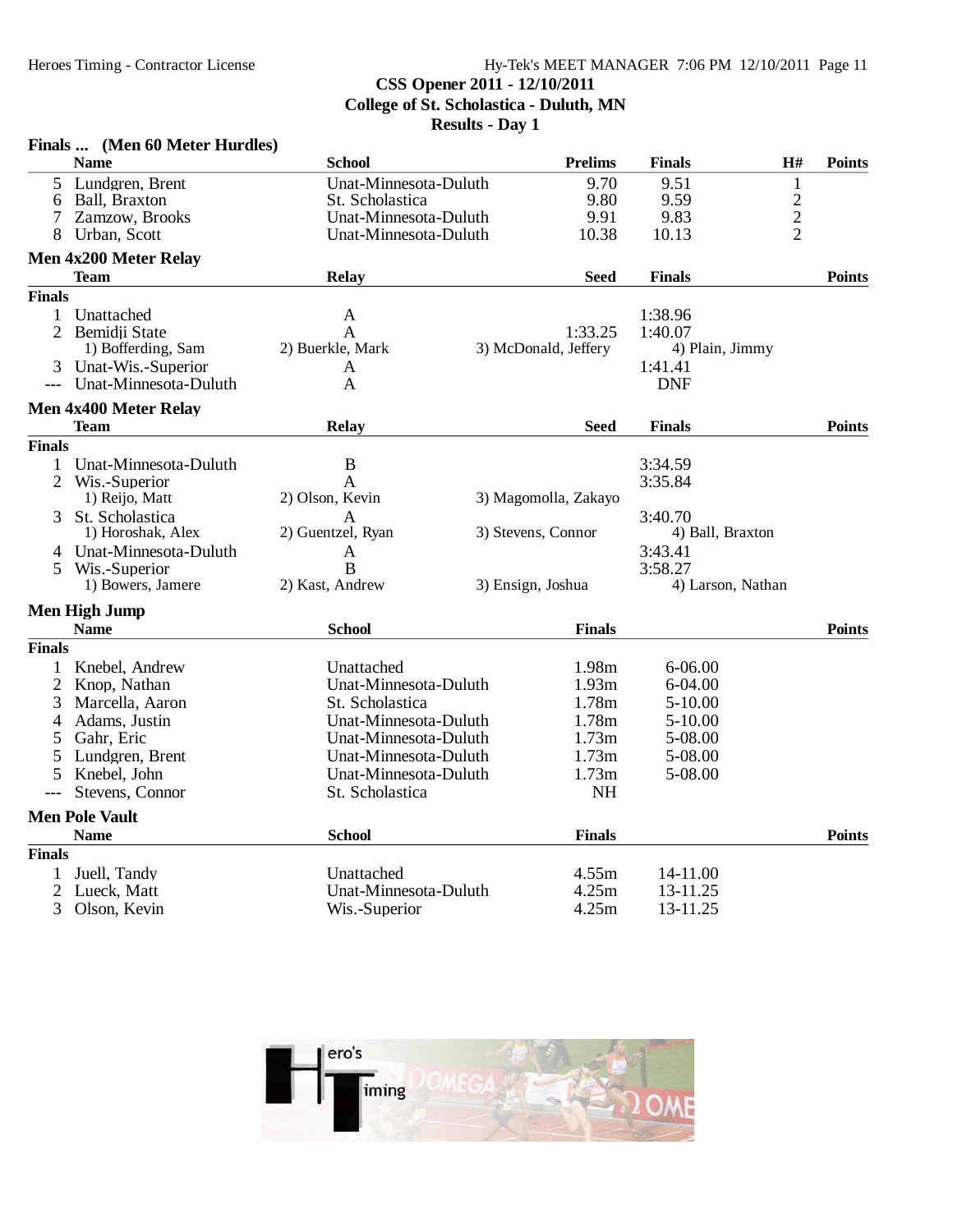CSS Opener 2011 - 12/10/2011
College of St. Scholastica - Duluth, MN
Results - Day 1

### Finals ... (Men 60 Meter Hurdles)

| | Name | School | Prelims | Finals | H# | Points |
|---|---|---|---|---|---|---|
| 5 | Lundgren, Brent | Unat-Minnesota-Duluth | 9.70 | 9.51 | 1 | |
| 6 | Ball, Braxton | St. Scholastica | 9.80 | 9.59 | 2 | |
| 7 | Zamzow, Brooks | Unat-Minnesota-Duluth | 9.91 | 9.83 | 2 | |
| 8 | Urban, Scott | Unat-Minnesota-Duluth | 10.38 | 10.13 | 2 | |

### Men 4x200 Meter Relay

| | Team | Relay | Seed | Finals | Points |
|---|---|---|---|---|---|
| **Finals** | | | | | |
| 1 | Unattached | A | | 1:38.96 | |
| 2 | Bemidji State | A | 1:33.25 | 1:40.07 | |
| | 1) Bofferding, Sam | 2) Buerkle, Mark | 3) McDonald, Jeffery | 4) Plain, Jimmy | |
| 3 | Unat-Wis.-Superior | A | | 1:41.41 | |
| --- | Unat-Minnesota-Duluth | A | | DNF | |

### Men 4x400 Meter Relay

| | Team | Relay | Seed | Finals | Points |
|---|---|---|---|---|---|
| **Finals** | | | | | |
| 1 | Unat-Minnesota-Duluth | B | | 3:34.59 | |
| 2 | Wis.-Superior | A | | 3:35.84 | |
| | 1) Reijo, Matt | 2) Olson, Kevin | 3) Magomolla, Zakayo | | |
| 3 | St. Scholastica | A | | 3:40.70 | |
| | 1) Horoshak, Alex | 2) Guentzel, Ryan | 3) Stevens, Connor | 4) Ball, Braxton | |
| 4 | Unat-Minnesota-Duluth | A | | 3:43.41 | |
| 5 | Wis.-Superior | B | | 3:58.27 | |
| | 1) Bowers, Jamere | 2) Kast, Andrew | 3) Ensign, Joshua | 4) Larson, Nathan | |

### Men High Jump

| | Name | School | Finals | | Points |
|---|---|---|---|---|---|
| **Finals** | | | | | |
| 1 | Knebel, Andrew | Unattached | 1.98m | 6-06.00 | |
| 2 | Knop, Nathan | Unat-Minnesota-Duluth | 1.93m | 6-04.00 | |
| 3 | Marcella, Aaron | St. Scholastica | 1.78m | 5-10.00 | |
| 4 | Adams, Justin | Unat-Minnesota-Duluth | 1.78m | 5-10.00 | |
| 5 | Gahr, Eric | Unat-Minnesota-Duluth | 1.73m | 5-08.00 | |
| 5 | Lundgren, Brent | Unat-Minnesota-Duluth | 1.73m | 5-08.00 | |
| 5 | Knebel, John | Unat-Minnesota-Duluth | 1.73m | 5-08.00 | |
| --- | Stevens, Connor | St. Scholastica | NH | | |

### Men Pole Vault

| | Name | School | Finals | | Points |
|---|---|---|---|---|---|
| **Finals** | | | | | |
| 1 | Juell, Tandy | Unattached | 4.55m | 14-11.00 | |
| 2 | Lueck, Matt | Unat-Minnesota-Duluth | 4.25m | 13-11.25 | |
| 3 | Olson, Kevin | Wis.-Superior | 4.25m | 13-11.25 | |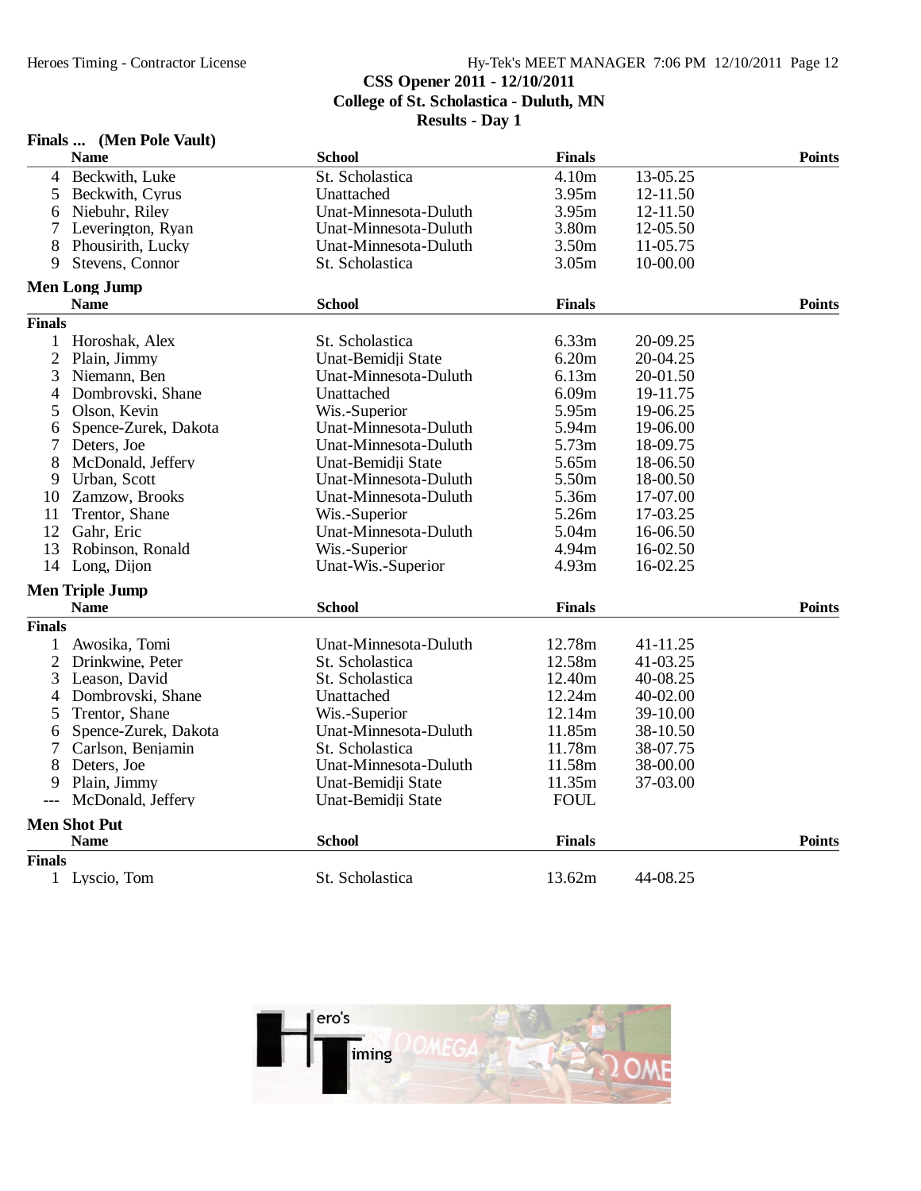## CSS Opener 2011 - 12/10/2011
## College of St. Scholastica - Duluth, MN
## Results - Day 1

### Finals ... (Men Pole Vault)

| | Name | School | Finals | | Points |
|---|---|---|---|---|---|
| 4 | Beckwith, Luke | St. Scholastica | 4.10m | 13-05.25 | |
| 5 | Beckwith, Cyrus | Unattached | 3.95m | 12-11.50 | |
| 6 | Niebuhr, Riley | Unat-Minnesota-Duluth | 3.95m | 12-11.50 | |
| 7 | Leverington, Ryan | Unat-Minnesota-Duluth | 3.80m | 12-05.50 | |
| 8 | Phousirith, Lucky | Unat-Minnesota-Duluth | 3.50m | 11-05.75 | |
| 9 | Stevens, Connor | St. Scholastica | 3.05m | 10-00.00 | |

### Men Long Jump

**Finals**

| | Name | School | Finals | | Points |
|---|---|---|---|---|---|
| 1 | Horoshak, Alex | St. Scholastica | 6.33m | 20-09.25 | |
| 2 | Plain, Jimmy | Unat-Bemidji State | 6.20m | 20-04.25 | |
| 3 | Niemann, Ben | Unat-Minnesota-Duluth | 6.13m | 20-01.50 | |
| 4 | Dombrovski, Shane | Unattached | 6.09m | 19-11.75 | |
| 5 | Olson, Kevin | Wis.-Superior | 5.95m | 19-06.25 | |
| 6 | Spence-Zurek, Dakota | Unat-Minnesota-Duluth | 5.94m | 19-06.00 | |
| 7 | Deters, Joe | Unat-Minnesota-Duluth | 5.73m | 18-09.75 | |
| 8 | McDonald, Jeffery | Unat-Bemidji State | 5.65m | 18-06.50 | |
| 9 | Urban, Scott | Unat-Minnesota-Duluth | 5.50m | 18-00.50 | |
| 10 | Zamzow, Brooks | Unat-Minnesota-Duluth | 5.36m | 17-07.00 | |
| 11 | Trentor, Shane | Wis.-Superior | 5.26m | 17-03.25 | |
| 12 | Gahr, Eric | Unat-Minnesota-Duluth | 5.04m | 16-06.50 | |
| 13 | Robinson, Ronald | Wis.-Superior | 4.94m | 16-02.50 | |
| 14 | Long, Dijon | Unat-Wis.-Superior | 4.93m | 16-02.25 | |

### Men Triple Jump

**Finals**

| | Name | School | Finals | | Points |
|---|---|---|---|---|---|
| 1 | Awosika, Tomi | Unat-Minnesota-Duluth | 12.78m | 41-11.25 | |
| 2 | Drinkwine, Peter | St. Scholastica | 12.58m | 41-03.25 | |
| 3 | Leason, David | St. Scholastica | 12.40m | 40-08.25 | |
| 4 | Dombrovski, Shane | Unattached | 12.24m | 40-02.00 | |
| 5 | Trentor, Shane | Wis.-Superior | 12.14m | 39-10.00 | |
| 6 | Spence-Zurek, Dakota | Unat-Minnesota-Duluth | 11.85m | 38-10.50 | |
| 7 | Carlson, Benjamin | St. Scholastica | 11.78m | 38-07.75 | |
| 8 | Deters, Joe | Unat-Minnesota-Duluth | 11.58m | 38-00.00 | |
| 9 | Plain, Jimmy | Unat-Bemidji State | 11.35m | 37-03.00 | |
| --- | McDonald, Jeffery | Unat-Bemidji State | FOUL | | |

### Men Shot Put

**Finals**

| | Name | School | Finals | | Points |
|---|---|---|---|---|---|
| 1 | Lyscio, Tom | St. Scholastica | 13.62m | 44-08.25 | |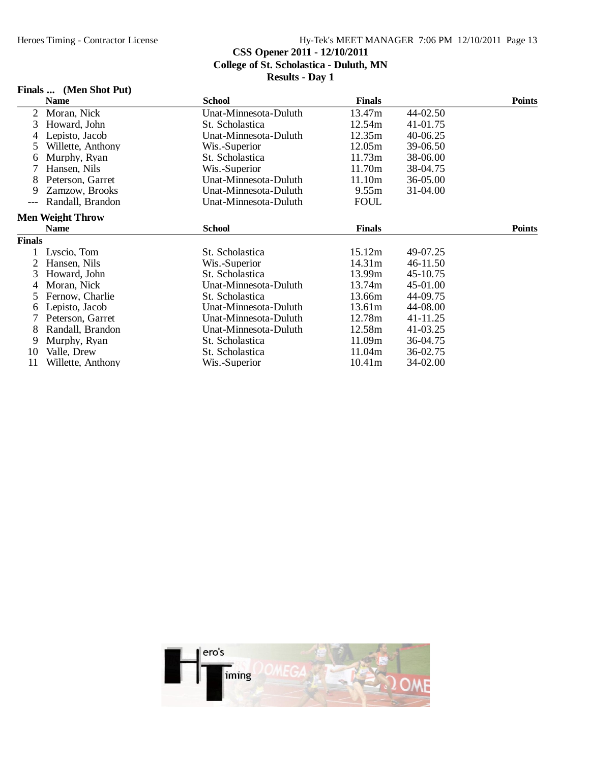## Finals ... (Men Shot Put)

| | Name | School | Finals | | Points |
|---|---|---|---|---|---|
| 2 | Moran, Nick | Unat-Minnesota-Duluth | 13.47m | 44-02.50 | |
| 3 | Howard, John | St. Scholastica | 12.54m | 41-01.75 | |
| 4 | Lepisto, Jacob | Unat-Minnesota-Duluth | 12.35m | 40-06.25 | |
| 5 | Willette, Anthony | Wis.-Superior | 12.05m | 39-06.50 | |
| 6 | Murphy, Ryan | St. Scholastica | 11.73m | 38-06.00 | |
| 7 | Hansen, Nils | Wis.-Superior | 11.70m | 38-04.75 | |
| 8 | Peterson, Garret | Unat-Minnesota-Duluth | 11.10m | 36-05.00 | |
| 9 | Zamzow, Brooks | Unat-Minnesota-Duluth | 9.55m | 31-04.00 | |
| --- | Randall, Brandon | Unat-Minnesota-Duluth | FOUL | | |

## Men Weight Throw

| | Name | School | Finals | | Points |
|---|---|---|---|---|---|
| **Finals** | | | | | |
| 1 | Lyscio, Tom | St. Scholastica | 15.12m | 49-07.25 | |
| 2 | Hansen, Nils | Wis.-Superior | 14.31m | 46-11.50 | |
| 3 | Howard, John | St. Scholastica | 13.99m | 45-10.75 | |
| 4 | Moran, Nick | Unat-Minnesota-Duluth | 13.74m | 45-01.00 | |
| 5 | Fernow, Charlie | St. Scholastica | 13.66m | 44-09.75 | |
| 6 | Lepisto, Jacob | Unat-Minnesota-Duluth | 13.61m | 44-08.00 | |
| 7 | Peterson, Garret | Unat-Minnesota-Duluth | 12.78m | 41-11.25 | |
| 8 | Randall, Brandon | Unat-Minnesota-Duluth | 12.58m | 41-03.25 | |
| 9 | Murphy, Ryan | St. Scholastica | 11.09m | 36-04.75 | |
| 10 | Valle, Drew | St. Scholastica | 11.04m | 36-02.75 | |
| 11 | Willette, Anthony | Wis.-Superior | 10.41m | 34-02.00 | |